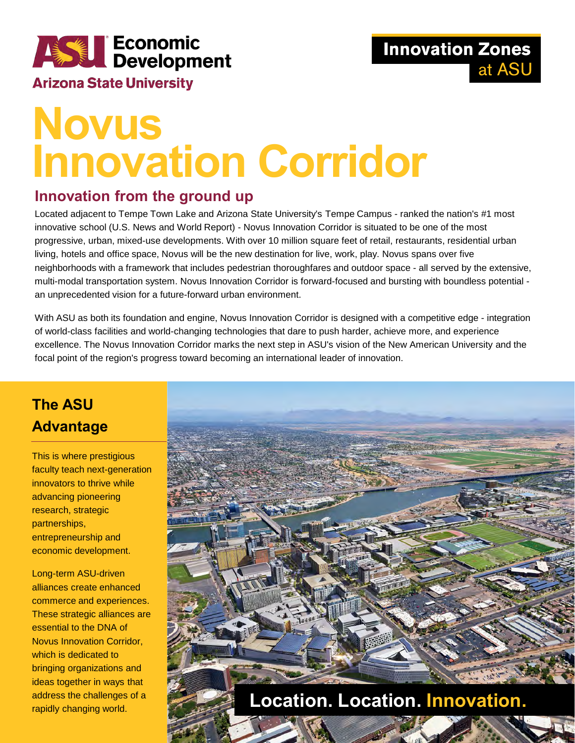ASU Economic Development
Arizona State University

Innovation Zones at ASU

# Novus Innovation Corridor

## Innovation from the ground up

Located adjacent to Tempe Town Lake and Arizona State University's Tempe Campus - ranked the nation's #1 most innovative school (U.S. News and World Report) - Novus Innovation Corridor is situated to be one of the most progressive, urban, mixed-use developments. With over 10 million square feet of retail, restaurants, residential urban living, hotels and office space, Novus will be the new destination for live, work, play. Novus spans over five neighborhoods with a framework that includes pedestrian thoroughfares and outdoor space - all served by the extensive, multi-modal transportation system. Novus Innovation Corridor is forward-focused and bursting with boundless potential - an unprecedented vision for a future-forward urban environment.

With ASU as both its foundation and engine, Novus Innovation Corridor is designed with a competitive edge - integration of world-class facilities and world-changing technologies that dare to push harder, achieve more, and experience excellence. The Novus Innovation Corridor marks the next step in ASU's vision of the New American University and the focal point of the region's progress toward becoming an international leader of innovation.

## The ASU Advantage

This is where prestigious faculty teach next-generation innovators to thrive while advancing pioneering research, strategic partnerships, entrepreneurship and economic development.

Long-term ASU-driven alliances create enhanced commerce and experiences. These strategic alliances are essential to the DNA of Novus Innovation Corridor, which is dedicated to bringing organizations and ideas together in ways that address the challenges of a rapidly changing world.

**Location. Location. Innovation.**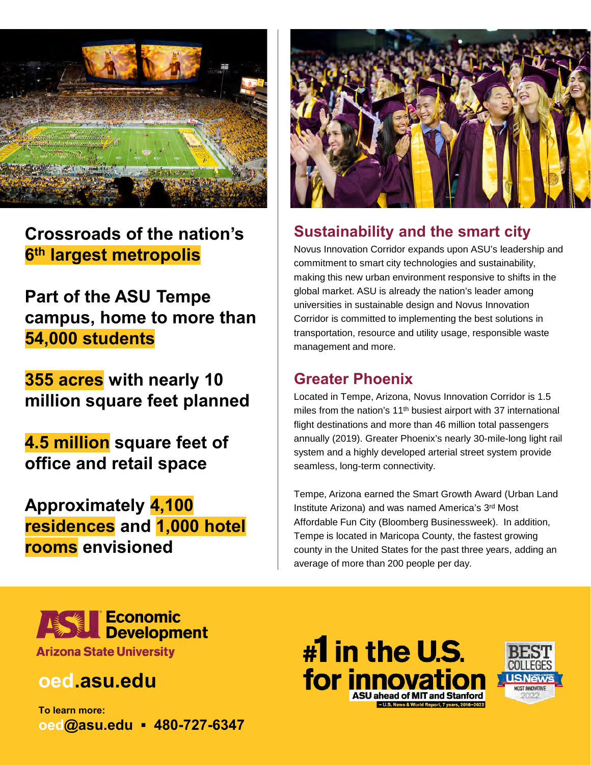**Crossroads of the nation's 6th largest metropolis**

**Part of the ASU Tempe campus, home to more than 54,000 students**

**355 acres with nearly 10 million square feet planned**

**4.5 million square feet of office and retail space**

**Approximately 4,100 residences and 1,000 hotel rooms envisioned**

## Sustainability and the smart city

Novus Innovation Corridor expands upon ASU's leadership and commitment to smart city technologies and sustainability, making this new urban environment responsive to shifts in the global market. ASU is already the nation's leader among universities in sustainable design and Novus Innovation Corridor is committed to implementing the best solutions in transportation, resource and utility usage, responsible waste management and more.

## Greater Phoenix

Located in Tempe, Arizona, Novus Innovation Corridor is 1.5 miles from the nation's 11th busiest airport with 37 international flight destinations and more than 46 million total passengers annually (2019). Greater Phoenix's nearly 30-mile-long light rail system and a highly developed arterial street system provide seamless, long-term connectivity.

Tempe, Arizona earned the Smart Growth Award (Urban Land Institute Arizona) and was named America's 3rd Most Affordable Fun City (Bloomberg Businessweek). In addition, Tempe is located in Maricopa County, the fastest growing county in the United States for the past three years, adding an average of more than 200 people per day.

**ASU Economic Development**
**Arizona State University**

**oed.asu.edu**

**To learn more:**
**oed@asu.edu ▪ 480-727-6347**

**#1 in the U.S. for innovation**
**ASU ahead of MIT and Stanford**
– U.S. News & World Report, 7 years, 2016–2022

BEST COLLEGES U.S.News & World Report MOST INNOVATIVE 2022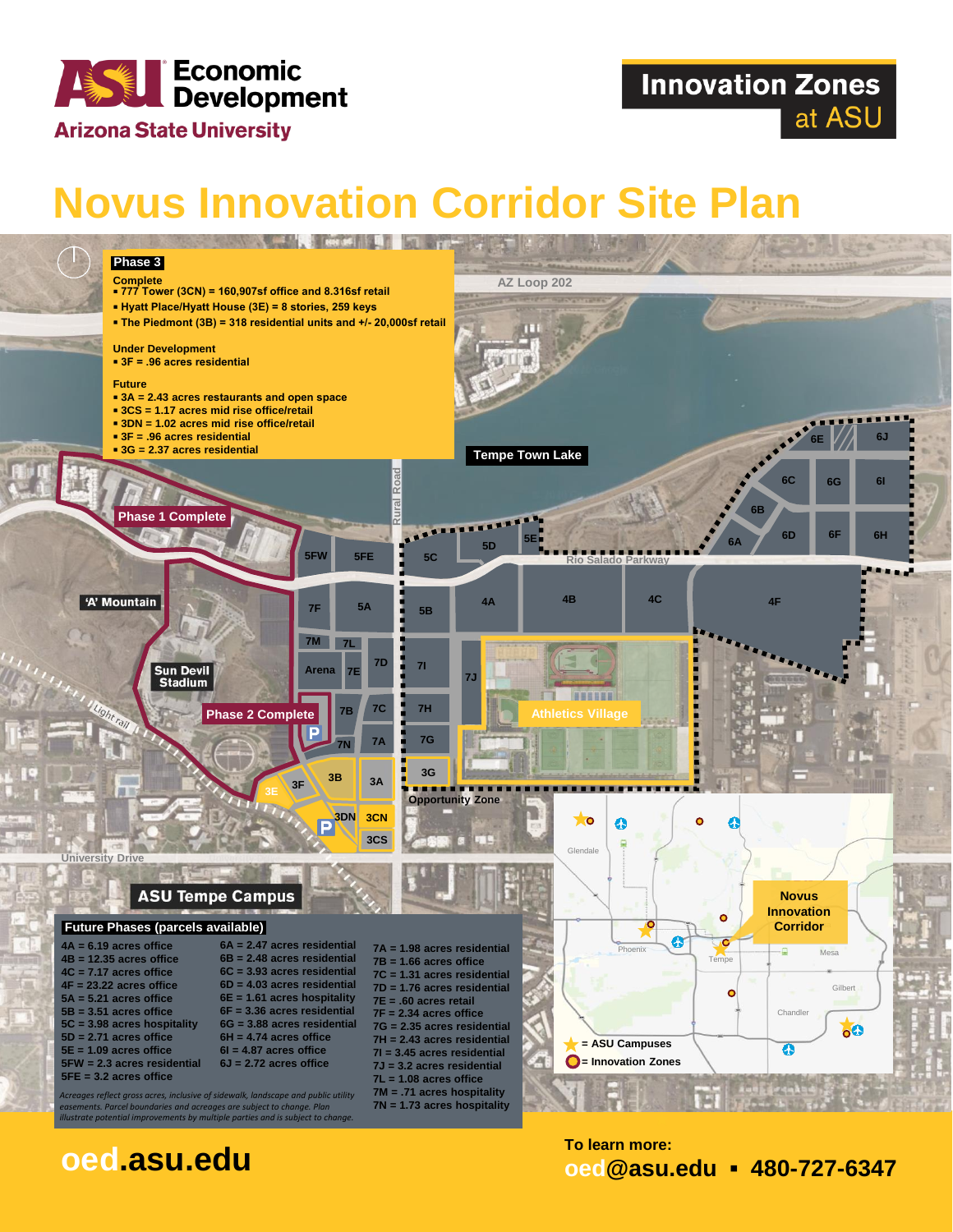ASU Economic Development
Arizona State University

Innovation Zones at ASU

# Novus Innovation Corridor Site Plan

**Phase 3**

**Complete**
- 777 Tower (3CN) = 160,907sf office and 8.316sf retail
- Hyatt Place/Hyatt House (3E) = 8 stories, 259 keys
- The Piedmont (3B) = 318 residential units and +/- 20,000sf retail

**Under Development**
- 3F = .96 acres residential

**Future**
- 3A = 2.43 acres restaurants and open space
- 3CS = 1.17 acres mid rise office/retail
- 3DN = 1.02 acres mid rise office/retail
- 3F = .96 acres residential
- 3G = 2.37 acres residential

AZ Loop 202

Tempe Town Lake

Rural Road

Rio Salado Parkway

Phase 1 Complete

'A' Mountain

Sun Devil Stadium

Light rail

Phase 2 Complete

Arena

Athletics Village

Opportunity Zone

University Drive

ASU Tempe Campus

5FW, 5FE, 5C, 5D, 5E, 6E, 6J, 6C, 6G, 6I, 6B, 6A, 6D, 6F, 6H, 7F, 5A, 5B, 4A, 4B, 4C, 4F, 7M, 7L, 7E, 7D, 7I, 7J, 7B, 7C, 7H, 7N, 7A, 7G, 3E, 3F, 3B, 3A, 3G, 3DN, 3CN, 3CS

**Future Phases (parcels available)**

4A = 6.19 acres office
4B = 12.35 acres office
4C = 7.17 acres office
4F = 23.22 acres office
5A = 5.21 acres office
5B = 3.51 acres office
5C = 3.98 acres hospitality
5D = 2.71 acres office
5E = 1.09 acres office
5FW = 2.3 acres residential
5FE = 3.2 acres office

6A = 2.47 acres residential
6B = 2.48 acres residential
6C = 3.93 acres residential
6D = 4.03 acres residential
6E = 1.61 acres hospitality
6F = 3.36 acres residential
6G = 3.88 acres residential
6H = 4.74 acres office
6I = 4.87 acres office
6J = 2.72 acres office

7A = 1.98 acres residential
7B = 1.66 acres office
7C = 1.31 acres residential
7D = 1.76 acres residential
7E = .60 acres retail
7F = 2.34 acres office
7G = 2.35 acres residential
7H = 2.43 acres residential
7I = 3.45 acres residential
7J = 3.2 acres residential
7L = 1.08 acres office
7M = .71 acres hospitality
7N = 1.73 acres hospitality

*Acreages reflect gross acres, inclusive of sidewalk, landscape and public utility easements. Parcel boundaries and acreages are subject to change. Plan illustrate potential improvements by multiple parties and is subject to change.*

Glendale, Phoenix, Tempe, Mesa, Gilbert, Chandler

Novus Innovation Corridor

= ASU Campus
= Innovation Zones

**oed.asu.edu**

**To learn more:**
**oed@asu.edu ▪ 480-727-6347**